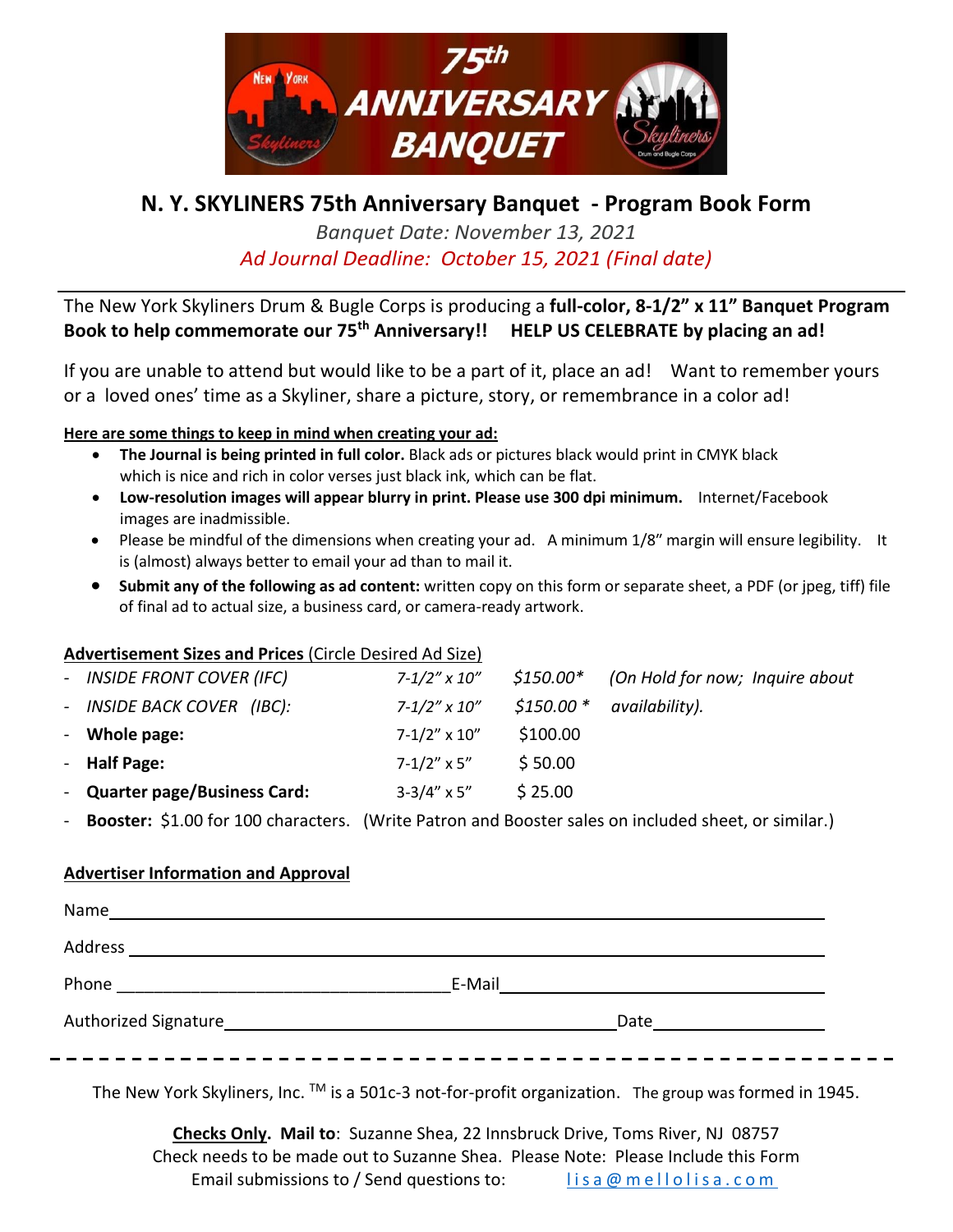# 75th ANNIVERSARY BANQUET

## N. Y. SKYLINERS 75th Anniversary Banquet - Program Book Form

*Banquet Date: November 13, 2021*

*Ad Journal Deadline: October 15, 2021 (Final date)*

---

The New York Skyliners Drum & Bugle Corps is producing a **full-color, 8-1/2" x 11" Banquet Program Book to help commemorate our 75th Anniversary!!** **HELP US CELEBRATE by placing an ad!**

If you are unable to attend but would like to be a part of it, place an ad! Want to remember yours or a loved ones' time as a Skyliner, share a picture, story, or remembrance in a color ad!

**Here are some things to keep in mind when creating your ad:**

- **The Journal is being printed in full color.** Black ads or pictures black would print in CMYK black which is nice and rich in color verses just black ink, which can be flat.
- **Low-resolution images will appear blurry in print. Please use 300 dpi minimum.** Internet/Facebook images are inadmissible.
- Please be mindful of the dimensions when creating your ad. A minimum 1/8" margin will ensure legibility. It is (almost) always better to email your ad than to mail it.
- **Submit any of the following as ad content:** written copy on this form or separate sheet, a PDF (or jpeg, tiff) file of final ad to actual size, a business card, or camera-ready artwork.

**Advertisement Sizes and Prices** (Circle Desired Ad Size)

| | | | |
|---|---|---|---|
| - *INSIDE FRONT COVER (IFC)* | *7-1/2" x 10"* | *$150.00** | *(On Hold for now; Inquire about* |
| - *INSIDE BACK COVER (IBC):* | *7-1/2" x 10"* | *$150.00 ** | *availability).* |
| - **Whole page:** | 7-1/2" x 10" | $100.00 | |
| - **Half Page:** | 7-1/2" x 5" | $ 50.00 | |
| - **Quarter page/Business Card:** | 3-3/4" x 5" | $ 25.00 | |

- **Booster:** $1.00 for 100 characters. (Write Patron and Booster sales on included sheet, or similar.)

**Advertiser Information and Approval**

Name ______________________________________________

Address ______________________________________________

Phone ______________________ E-Mail ______________________

Authorized Signature ______________________ Date ____________

- - - - - - - - - - - - - - - - - - - - - - - - - - - - - - - - - - - -

The New York Skyliners, Inc. ™ is a 501c-3 not-for-profit organization. The group was formed in 1945.

**Checks Only. Mail to**: Suzanne Shea, 22 Innsbruck Drive, Toms River, NJ 08757
Check needs to be made out to Suzanne Shea. Please Note: Please Include this Form
Email submissions to / Send questions to: lisa@mellolisa.com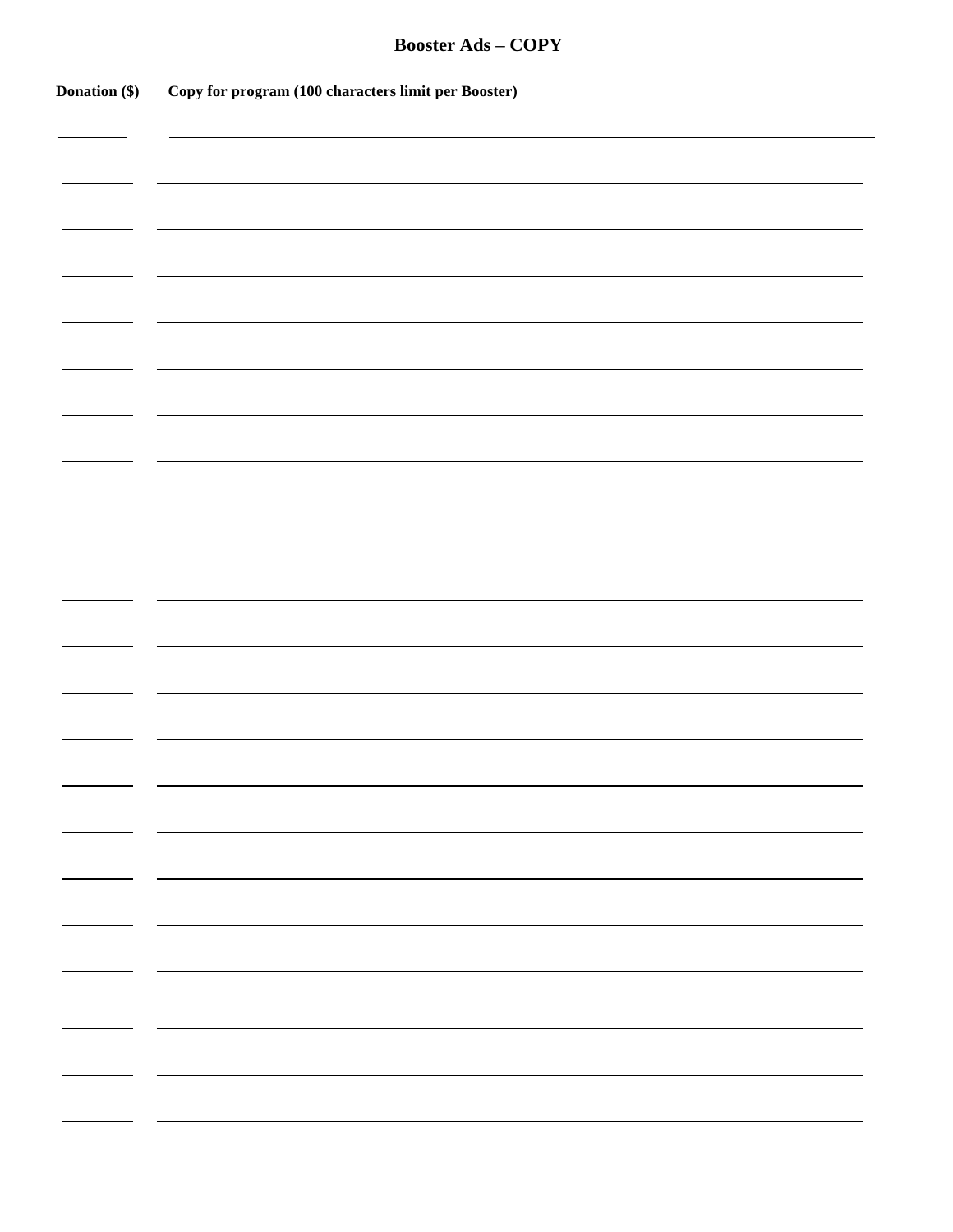# Booster Ads – COPY

| Donation ($) | Copy for program (100 characters limit per Booster) |
| --- | --- |
| | |
| | |
| | |
| | |
| | |
| | |
| | |
| | |
| | |
| | |
| | |
| | |
| | |
| | |
| | |
| | |
| | |
| | |
| | |
| | |
| | |
| | |